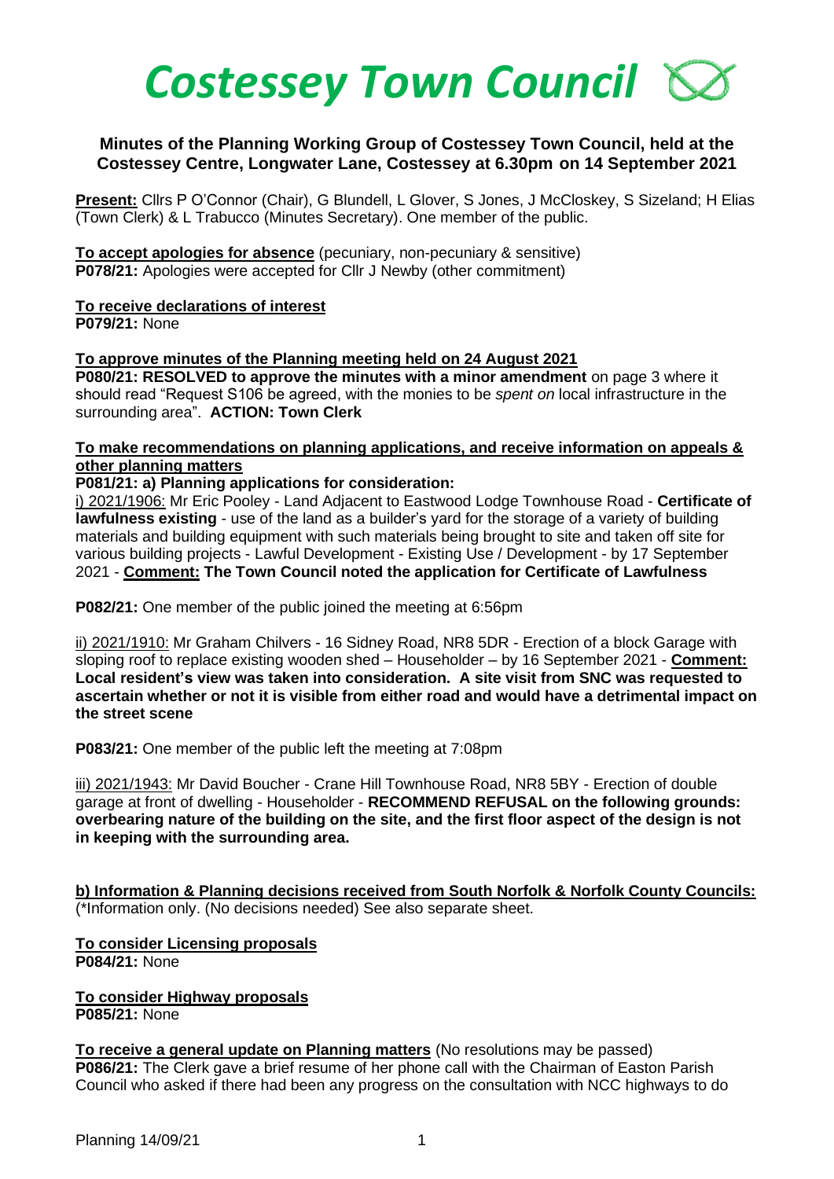# *Costessey Town Council*

**Minutes of the Planning Working Group of Costessey Town Council, held at the Costessey Centre, Longwater Lane, Costessey at 6.30pm on 14 September 2021**

**Present:** Cllrs P O'Connor (Chair), G Blundell, L Glover, S Jones, J McCloskey, S Sizeland; H Elias (Town Clerk) & L Trabucco (Minutes Secretary). One member of the public.

**To accept apologies for absence** (pecuniary, non-pecuniary & sensitive)
**P078/21:** Apologies were accepted for Cllr J Newby (other commitment)

**To receive declarations of interest**
**P079/21:** None

**To approve minutes of the Planning meeting held on 24 August 2021**
**P080/21: RESOLVED to approve the minutes with a minor amendment** on page 3 where it should read "Request S106 be agreed, with the monies to be *spent on* local infrastructure in the surrounding area". **ACTION: Town Clerk**

**To make recommendations on planning applications, and receive information on appeals & other planning matters**
**P081/21: a) Planning applications for consideration:**
i) 2021/1906: Mr Eric Pooley - Land Adjacent to Eastwood Lodge Townhouse Road - **Certificate of lawfulness existing** - use of the land as a builder's yard for the storage of a variety of building materials and building equipment with such materials being brought to site and taken off site for various building projects - Lawful Development - Existing Use / Development - by 17 September 2021 - **Comment: The Town Council noted the application for Certificate of Lawfulness**

**P082/21:** One member of the public joined the meeting at 6:56pm

ii) 2021/1910: Mr Graham Chilvers - 16 Sidney Road, NR8 5DR - Erection of a block Garage with sloping roof to replace existing wooden shed – Householder – by 16 September 2021 - **Comment: Local resident's view was taken into consideration. A site visit from SNC was requested to ascertain whether or not it is visible from either road and would have a detrimental impact on the street scene**

**P083/21:** One member of the public left the meeting at 7:08pm

iii) 2021/1943: Mr David Boucher - Crane Hill Townhouse Road, NR8 5BY - Erection of double garage at front of dwelling - Householder - **RECOMMEND REFUSAL on the following grounds: overbearing nature of the building on the site, and the first floor aspect of the design is not in keeping with the surrounding area.**

**b) Information & Planning decisions received from South Norfolk & Norfolk County Councils:** (*Information only. (No decisions needed) See also separate sheet.

**To consider Licensing proposals**
**P084/21:** None

**To consider Highway proposals**
**P085/21:** None

**To receive a general update on Planning matters** (No resolutions may be passed)
**P086/21:** The Clerk gave a brief resume of her phone call with the Chairman of Easton Parish Council who asked if there had been any progress on the consultation with NCC highways to do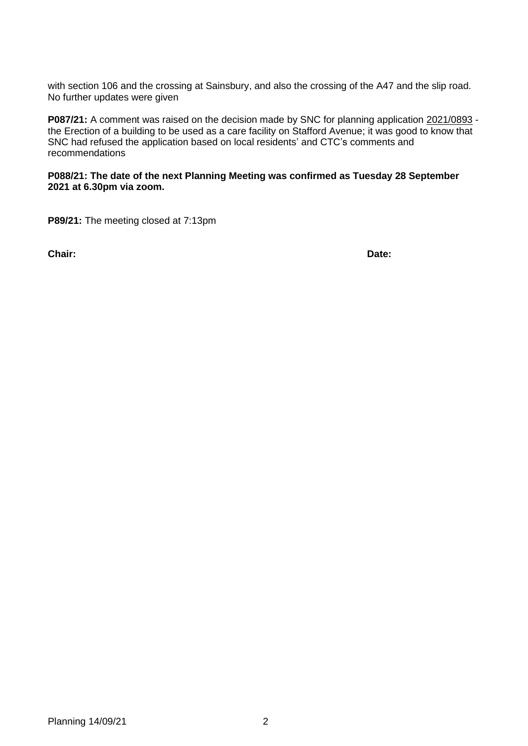with section 106 and the crossing at Sainsbury, and also the crossing of the A47 and the slip road. No further updates were given

**P087/21:** A comment was raised on the decision made by SNC for planning application 2021/0893 - the Erection of a building to be used as a care facility on Stafford Avenue; it was good to know that SNC had refused the application based on local residents' and CTC's comments and recommendations

**P088/21: The date of the next Planning Meeting was confirmed as Tuesday 28 September 2021 at 6.30pm via zoom.**

**P89/21:** The meeting closed at 7:13pm

**Chair:** **Date:**